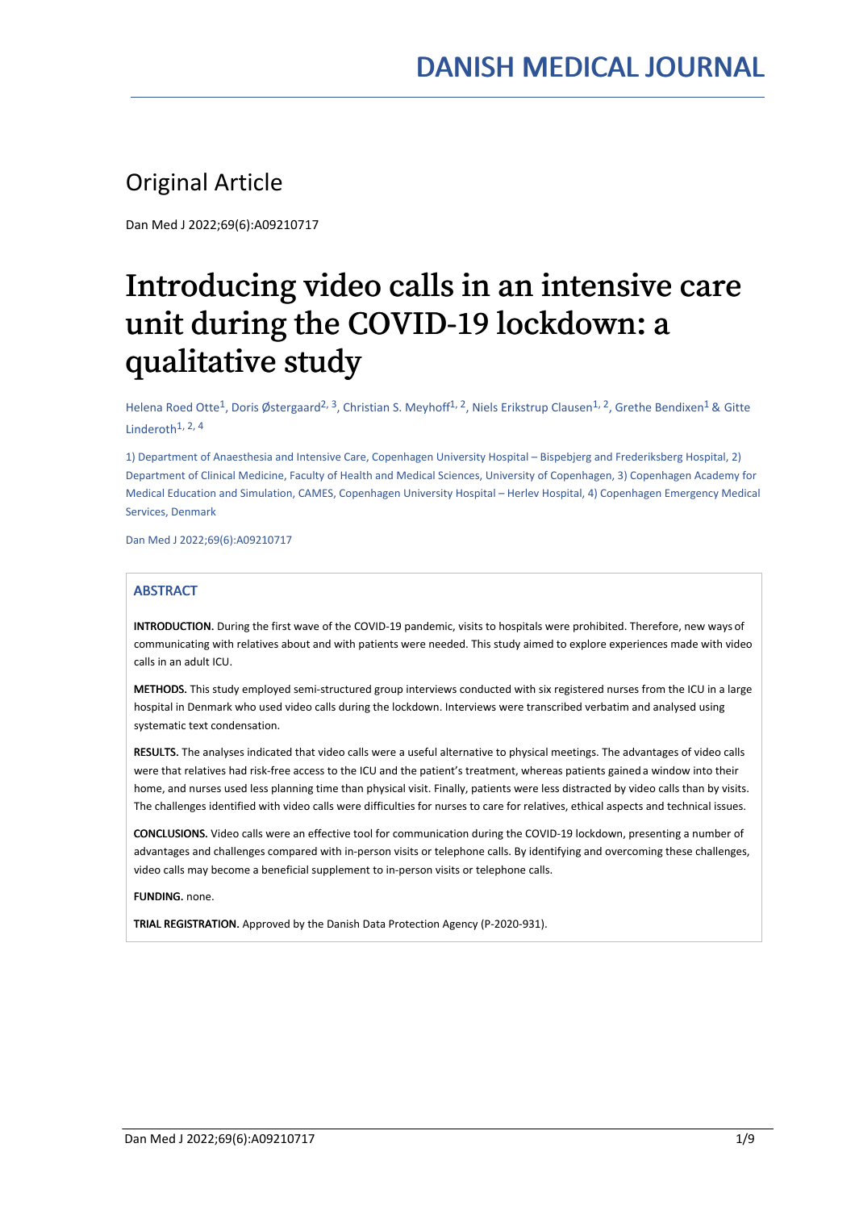# Original Article

Dan Med J 2022;69(6):A09210717

# Introducing video calls in an intensive care unit during the COVID-19 lockdown: a qualitative study

Helena Roed Otte[1], Doris Østergaard[2, 3], Christian S. Meyhoff[1, 2], Niels Erikstrup Clausen[1, 2], Grethe Bendixen[1] & Gitte Linderoth[1, 2, 4]

1) Department of Anaesthesia and Intensive Care, Copenhagen University Hospital – Bispebjerg and Frederiksberg Hospital, 2) Department of Clinical Medicine, Faculty of Health and Medical Sciences, University of Copenhagen, 3) Copenhagen Academy for Medical Education and Simulation, CAMES, Copenhagen University Hospital – Herlev Hospital, 4) Copenhagen Emergency Medical Services, Denmark

Dan Med J 2022;69(6):A09210717

## ABSTRACT

**INTRODUCTION.** During the first wave of the COVID-19 pandemic, visits to hospitals were prohibited. Therefore, new ways of communicating with relatives about and with patients were needed. This study aimed to explore experiences made with video calls in an adult ICU.

**METHODS.** This study employed semi-structured group interviews conducted with six registered nurses from the ICU in a large hospital in Denmark who used video calls during the lockdown. Interviews were transcribed verbatim and analysed using systematic text condensation.

**RESULTS.** The analyses indicated that video calls were a useful alternative to physical meetings. The advantages of video calls were that relatives had risk-free access to the ICU and the patient's treatment, whereas patients gained a window into their home, and nurses used less planning time than physical visit. Finally, patients were less distracted by video calls than by visits. The challenges identified with video calls were difficulties for nurses to care for relatives, ethical aspects and technical issues.

**CONCLUSIONS.** Video calls were an effective tool for communication during the COVID-19 lockdown, presenting a number of advantages and challenges compared with in-person visits or telephone calls. By identifying and overcoming these challenges, video calls may become a beneficial supplement to in-person visits or telephone calls.

**FUNDING.** none.

**TRIAL REGISTRATION.** Approved by the Danish Data Protection Agency (P-2020-931).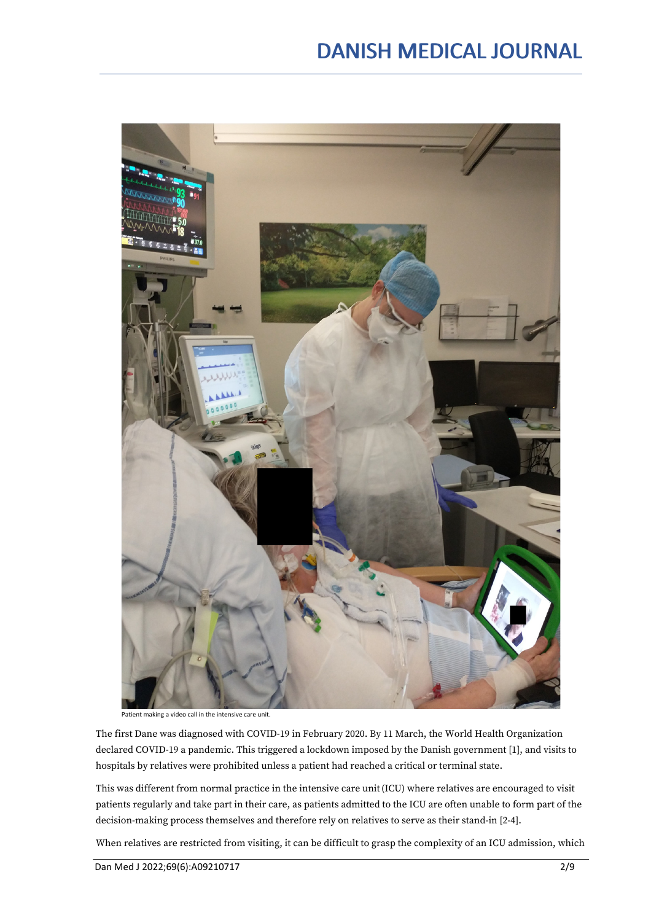Patient making a video call in the intensive care unit.

The first Dane was diagnosed with COVID-19 in February 2020. By 11 March, the World Health Organization declared COVID-19 a pandemic. This triggered a lockdown imposed by the Danish government [1], and visits to hospitals by relatives were prohibited unless a patient had reached a critical or terminal state.

This was different from normal practice in the intensive care unit (ICU) where relatives are encouraged to visit patients regularly and take part in their care, as patients admitted to the ICU are often unable to form part of the decision-making process themselves and therefore rely on relatives to serve as their stand-in [2-4].

When relatives are restricted from visiting, it can be difficult to grasp the complexity of an ICU admission, which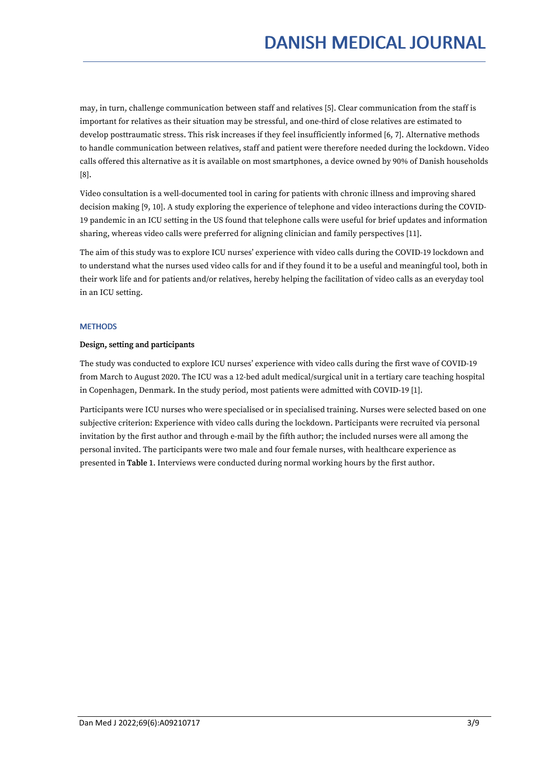may, in turn, challenge communication between staff and relatives [5]. Clear communication from the staff is important for relatives as their situation may be stressful, and one-third of close relatives are estimated to develop posttraumatic stress. This risk increases if they feel insufficiently informed [6, 7]. Alternative methods to handle communication between relatives, staff and patient were therefore needed during the lockdown. Video calls offered this alternative as it is available on most smartphones, a device owned by 90% of Danish households [8].

Video consultation is a well-documented tool in caring for patients with chronic illness and improving shared decision making [9, 10]. A study exploring the experience of telephone and video interactions during the COVID-19 pandemic in an ICU setting in the US found that telephone calls were useful for brief updates and information sharing, whereas video calls were preferred for aligning clinician and family perspectives [11].

The aim of this study was to explore ICU nurses' experience with video calls during the COVID-19 lockdown and to understand what the nurses used video calls for and if they found it to be a useful and meaningful tool, both in their work life and for patients and/or relatives, hereby helping the facilitation of video calls as an everyday tool in an ICU setting.

## METHODS

### Design, setting and participants

The study was conducted to explore ICU nurses' experience with video calls during the first wave of COVID-19 from March to August 2020. The ICU was a 12-bed adult medical/surgical unit in a tertiary care teaching hospital in Copenhagen, Denmark. In the study period, most patients were admitted with COVID-19 [1].

Participants were ICU nurses who were specialised or in specialised training. Nurses were selected based on one subjective criterion: Experience with video calls during the lockdown. Participants were recruited via personal invitation by the first author and through e-mail by the fifth author; the included nurses were all among the personal invited. The participants were two male and four female nurses, with healthcare experience as presented in **Table 1**. Interviews were conducted during normal working hours by the first author.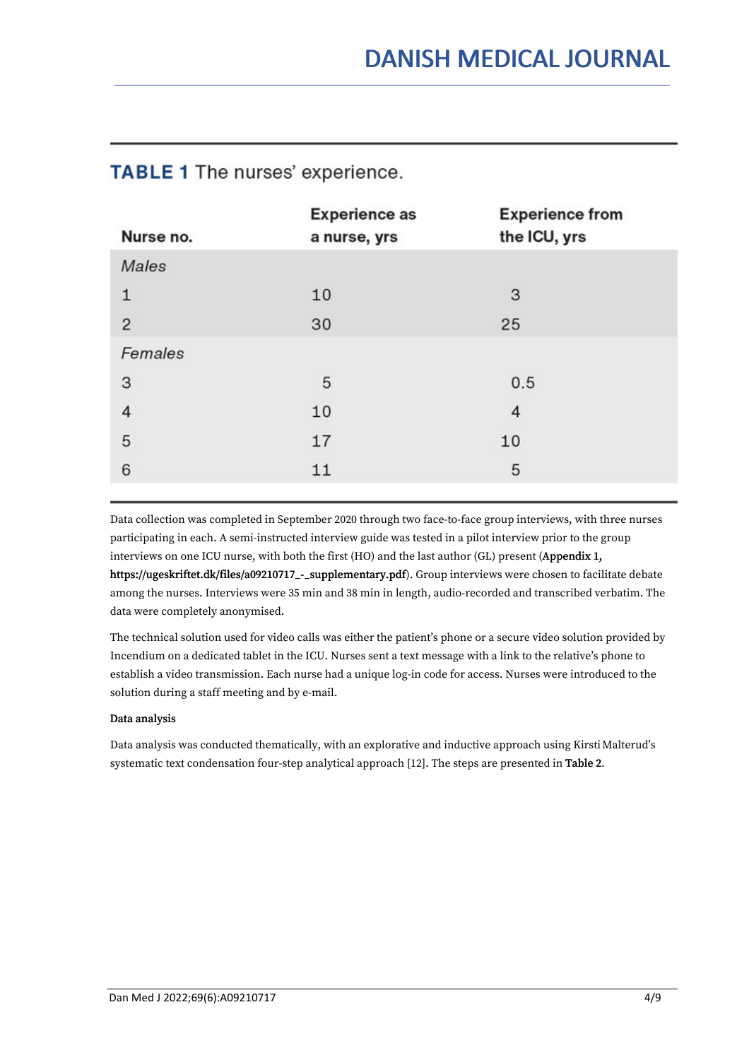**TABLE 1** The nurses' experience.

| Nurse no. | Experience as a nurse, yrs | Experience from the ICU, yrs |
|---|---|---|
| *Males* | | |
| 1 | 10 | 3 |
| 2 | 30 | 25 |
| *Females* | | |
| 3 | 5 | 0.5 |
| 4 | 10 | 4 |
| 5 | 17 | 10 |
| 6 | 11 | 5 |

Data collection was completed in September 2020 through two face-to-face group interviews, with three nurses participating in each. A semi-instructed interview guide was tested in a pilot interview prior to the group interviews on one ICU nurse, with both the first (HO) and the last author (GL) present (**Appendix 1, https://ugeskriftet.dk/files/a09210717_-_supplementary.pdf**). Group interviews were chosen to facilitate debate among the nurses. Interviews were 35 min and 38 min in length, audio-recorded and transcribed verbatim. The data were completely anonymised.

The technical solution used for video calls was either the patient's phone or a secure video solution provided by Incendium on a dedicated tablet in the ICU. Nurses sent a text message with a link to the relative's phone to establish a video transmission. Each nurse had a unique log-in code for access. Nurses were introduced to the solution during a staff meeting and by e-mail.

**Data analysis**

Data analysis was conducted thematically, with an explorative and inductive approach using Kirsti Malterud's systematic text condensation four-step analytical approach [12]. The steps are presented in **Table 2**.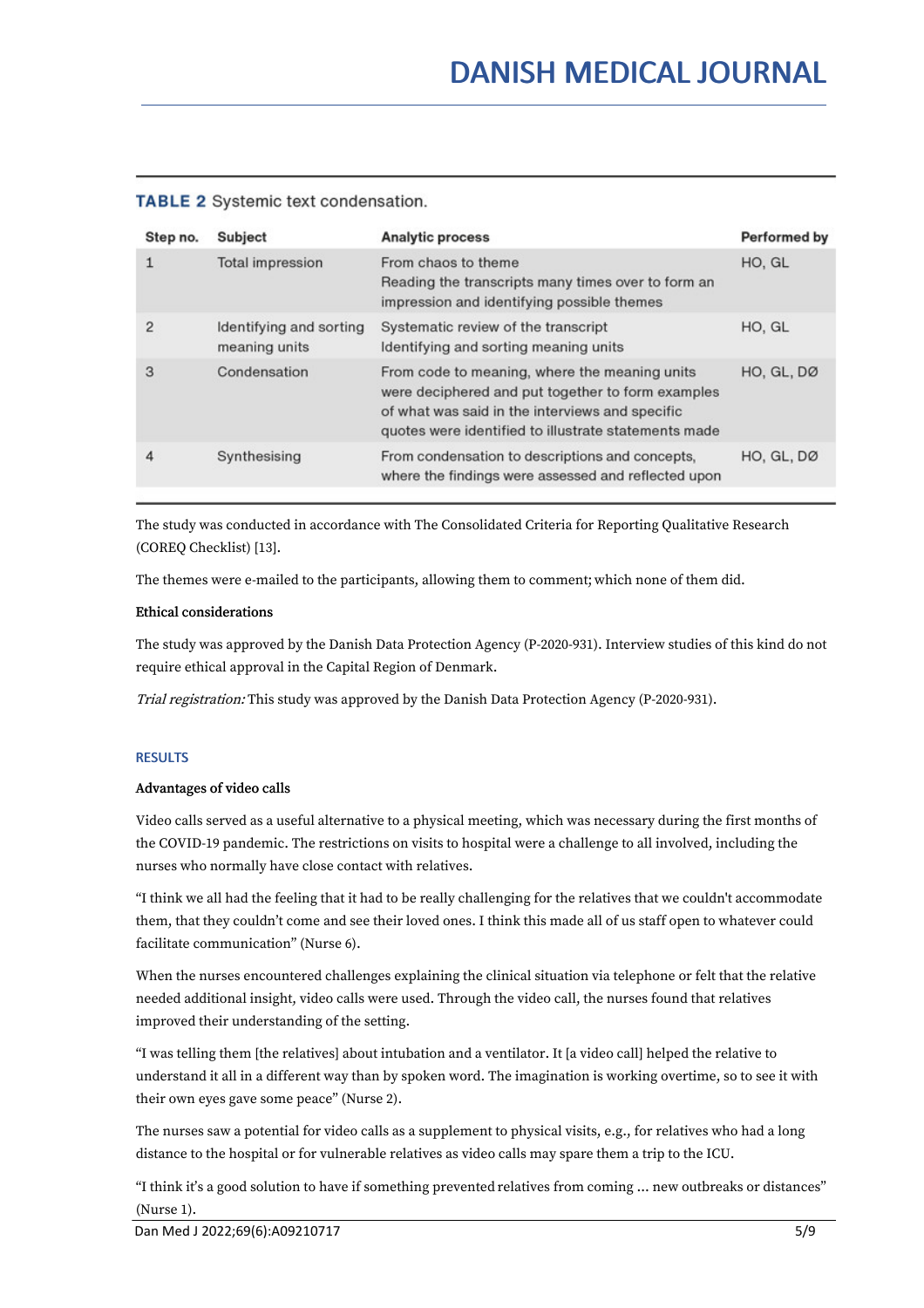**TABLE 2** Systemic text condensation.

| Step no. | Subject | Analytic process | Performed by |
|---|---|---|---|
| 1 | Total impression | From chaos to theme<br>Reading the transcripts many times over to form an impression and identifying possible themes | HO, GL |
| 2 | Identifying and sorting meaning units | Systematic review of the transcript<br>Identifying and sorting meaning units | HO, GL |
| 3 | Condensation | From code to meaning, where the meaning units were deciphered and put together to form examples of what was said in the interviews and specific quotes were identified to illustrate statements made | HO, GL, DØ |
| 4 | Synthesising | From condensation to descriptions and concepts, where the findings were assessed and reflected upon | HO, GL, DØ |

The study was conducted in accordance with The Consolidated Criteria for Reporting Qualitative Research (COREQ Checklist) [13].

The themes were e-mailed to the participants, allowing them to comment; which none of them did.

**Ethical considerations**

The study was approved by the Danish Data Protection Agency (P-2020-931). Interview studies of this kind do not require ethical approval in the Capital Region of Denmark.

*Trial registration:* This study was approved by the Danish Data Protection Agency (P-2020-931).

## RESULTS

**Advantages of video calls**

Video calls served as a useful alternative to a physical meeting, which was necessary during the first months of the COVID-19 pandemic. The restrictions on visits to hospital were a challenge to all involved, including the nurses who normally have close contact with relatives.

"I think we all had the feeling that it had to be really challenging for the relatives that we couldn't accommodate them, that they couldn't come and see their loved ones. I think this made all of us staff open to whatever could facilitate communication" (Nurse 6).

When the nurses encountered challenges explaining the clinical situation via telephone or felt that the relative needed additional insight, video calls were used. Through the video call, the nurses found that relatives improved their understanding of the setting.

"I was telling them [the relatives] about intubation and a ventilator. It [a video call] helped the relative to understand it all in a different way than by spoken word. The imagination is working overtime, so to see it with their own eyes gave some peace" (Nurse 2).

The nurses saw a potential for video calls as a supplement to physical visits, e.g., for relatives who had a long distance to the hospital or for vulnerable relatives as video calls may spare them a trip to the ICU.

"I think it's a good solution to have if something prevented relatives from coming ... new outbreaks or distances" (Nurse 1).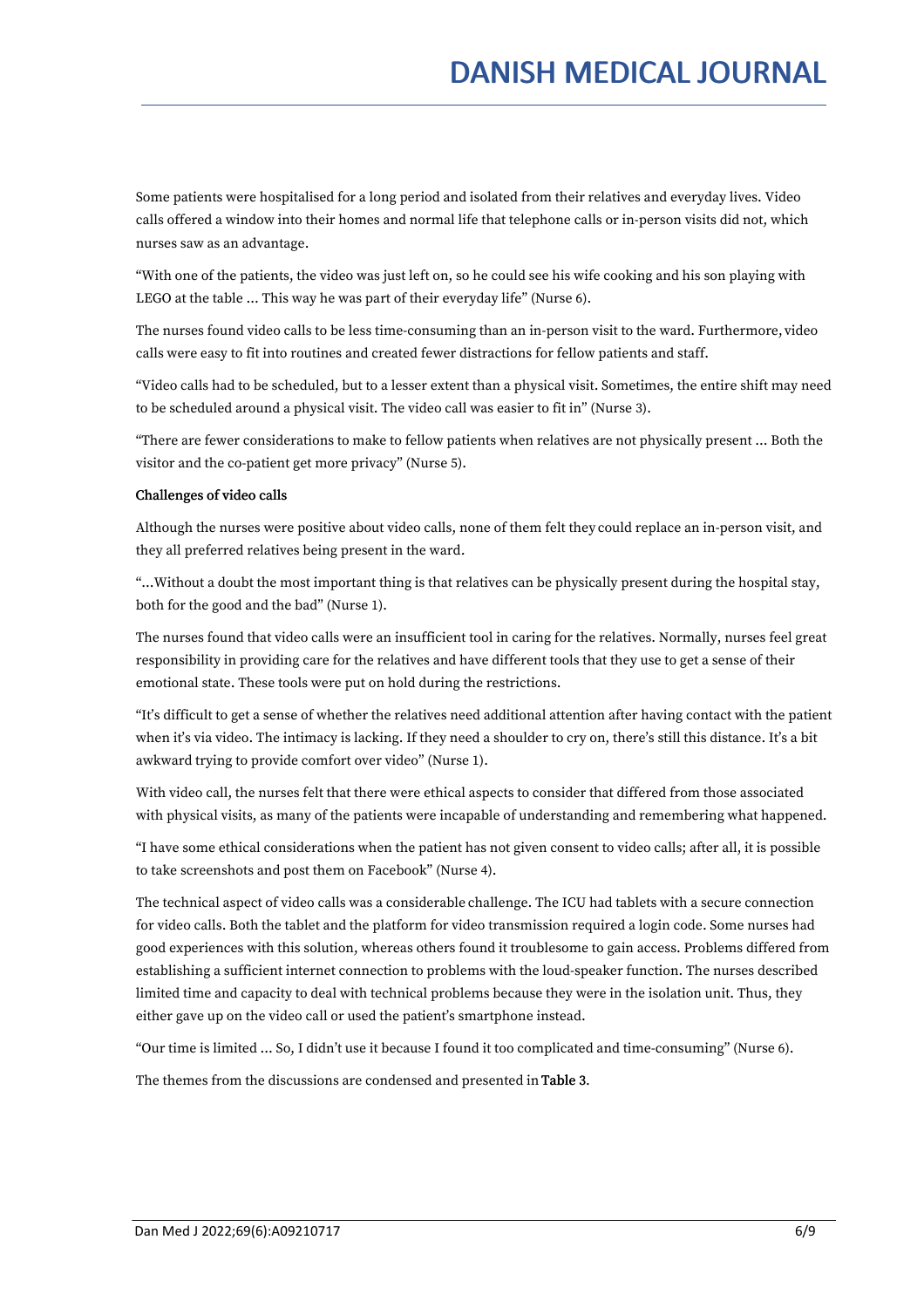Some patients were hospitalised for a long period and isolated from their relatives and everyday lives. Video calls offered a window into their homes and normal life that telephone calls or in-person visits did not, which nurses saw as an advantage.

"With one of the patients, the video was just left on, so he could see his wife cooking and his son playing with LEGO at the table ... This way he was part of their everyday life" (Nurse 6).

The nurses found video calls to be less time-consuming than an in-person visit to the ward. Furthermore, video calls were easy to fit into routines and created fewer distractions for fellow patients and staff.

"Video calls had to be scheduled, but to a lesser extent than a physical visit. Sometimes, the entire shift may need to be scheduled around a physical visit. The video call was easier to fit in" (Nurse 3).

"There are fewer considerations to make to fellow patients when relatives are not physically present ... Both the visitor and the co-patient get more privacy" (Nurse 5).

**Challenges of video calls**

Although the nurses were positive about video calls, none of them felt they could replace an in-person visit, and they all preferred relatives being present in the ward.

"...Without a doubt the most important thing is that relatives can be physically present during the hospital stay, both for the good and the bad" (Nurse 1).

The nurses found that video calls were an insufficient tool in caring for the relatives. Normally, nurses feel great responsibility in providing care for the relatives and have different tools that they use to get a sense of their emotional state. These tools were put on hold during the restrictions.

"It's difficult to get a sense of whether the relatives need additional attention after having contact with the patient when it's via video. The intimacy is lacking. If they need a shoulder to cry on, there's still this distance. It's a bit awkward trying to provide comfort over video" (Nurse 1).

With video call, the nurses felt that there were ethical aspects to consider that differed from those associated with physical visits, as many of the patients were incapable of understanding and remembering what happened.

"I have some ethical considerations when the patient has not given consent to video calls; after all, it is possible to take screenshots and post them on Facebook" (Nurse 4).

The technical aspect of video calls was a considerable challenge. The ICU had tablets with a secure connection for video calls. Both the tablet and the platform for video transmission required a login code. Some nurses had good experiences with this solution, whereas others found it troublesome to gain access. Problems differed from establishing a sufficient internet connection to problems with the loud-speaker function. The nurses described limited time and capacity to deal with technical problems because they were in the isolation unit. Thus, they either gave up on the video call or used the patient's smartphone instead.

"Our time is limited ... So, I didn't use it because I found it too complicated and time-consuming" (Nurse 6).

The themes from the discussions are condensed and presented in **Table 3**.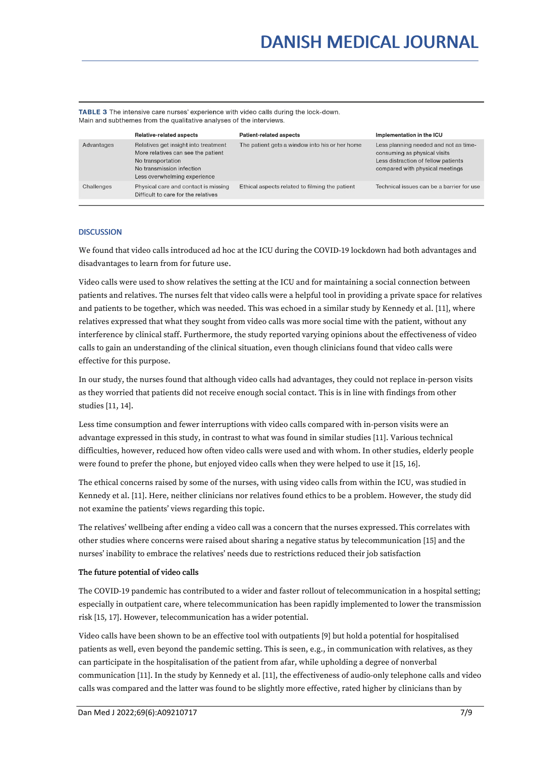**TABLE 3** The intensive care nurses' experience with video calls during the lock-down. Main and subthemes from the qualitative analyses of the interviews.

| | Relative-related aspects | Patient-related aspects | Implementation in the ICU |
|---|---|---|---|
| Advantages | Relatives get insight into treatment<br>More relatives can see the patient<br>No transportation<br>No transmission infection<br>Less overwhelming experience | The patient gets a window into his or her home | Less planning needed and not as time-consuming as physical visits<br>Less distraction of fellow patients compared with physical meetings |
| Challenges | Physical care and contact is missing<br>Difficult to care for the relatives | Ethical aspects related to filming the patient | Technical issues can be a barrier for use |

## DISCUSSION

We found that video calls introduced ad hoc at the ICU during the COVID-19 lockdown had both advantages and disadvantages to learn from for future use.

Video calls were used to show relatives the setting at the ICU and for maintaining a social connection between patients and relatives. The nurses felt that video calls were a helpful tool in providing a private space for relatives and patients to be together, which was needed. This was echoed in a similar study by Kennedy et al. [11], where relatives expressed that what they sought from video calls was more social time with the patient, without any interference by clinical staff. Furthermore, the study reported varying opinions about the effectiveness of video calls to gain an understanding of the clinical situation, even though clinicians found that video calls were effective for this purpose.

In our study, the nurses found that although video calls had advantages, they could not replace in-person visits as they worried that patients did not receive enough social contact. This is in line with findings from other studies [11, 14].

Less time consumption and fewer interruptions with video calls compared with in-person visits were an advantage expressed in this study, in contrast to what was found in similar studies [11]. Various technical difficulties, however, reduced how often video calls were used and with whom. In other studies, elderly people were found to prefer the phone, but enjoyed video calls when they were helped to use it [15, 16].

The ethical concerns raised by some of the nurses, with using video calls from within the ICU, was studied in Kennedy et al. [11]. Here, neither clinicians nor relatives found ethics to be a problem. However, the study did not examine the patients' views regarding this topic.

The relatives' wellbeing after ending a video call was a concern that the nurses expressed. This correlates with other studies where concerns were raised about sharing a negative status by telecommunication [15] and the nurses' inability to embrace the relatives' needs due to restrictions reduced their job satisfaction

### The future potential of video calls

The COVID-19 pandemic has contributed to a wider and faster rollout of telecommunication in a hospital setting; especially in outpatient care, where telecommunication has been rapidly implemented to lower the transmission risk [15, 17]. However, telecommunication has a wider potential.

Video calls have been shown to be an effective tool with outpatients [9] but hold a potential for hospitalised patients as well, even beyond the pandemic setting. This is seen, e.g., in communication with relatives, as they can participate in the hospitalisation of the patient from afar, while upholding a degree of nonverbal communication [11]. In the study by Kennedy et al. [11], the effectiveness of audio-only telephone calls and video calls was compared and the latter was found to be slightly more effective, rated higher by clinicians than by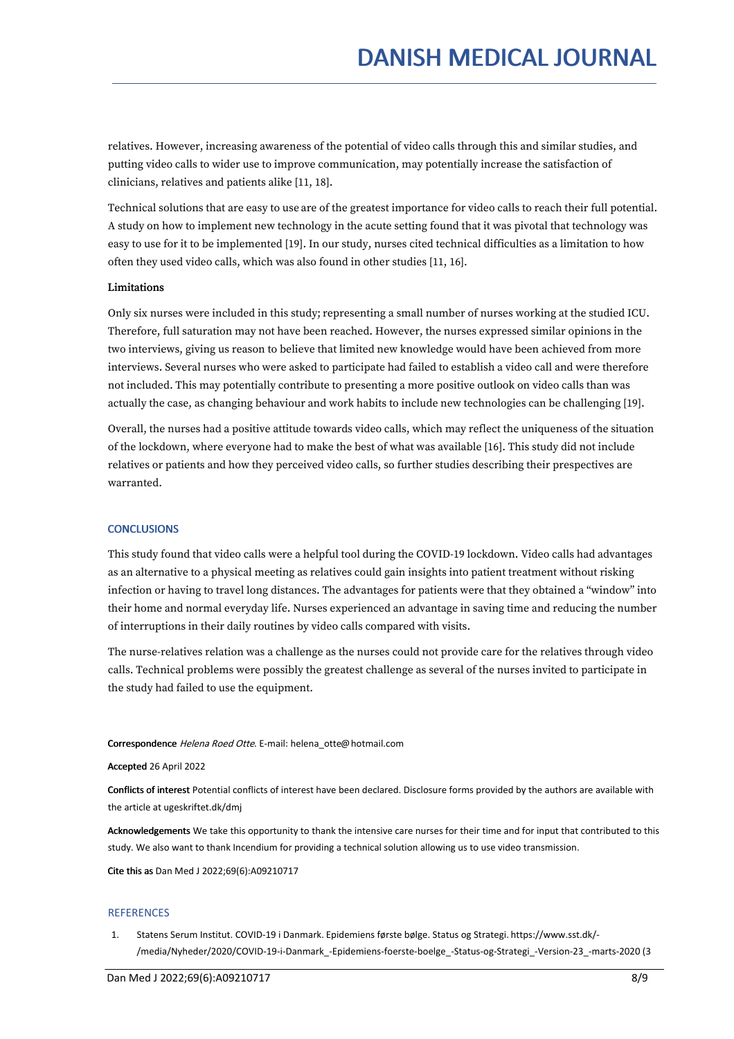relatives. However, increasing awareness of the potential of video calls through this and similar studies, and putting video calls to wider use to improve communication, may potentially increase the satisfaction of clinicians, relatives and patients alike [11, 18].

Technical solutions that are easy to use are of the greatest importance for video calls to reach their full potential. A study on how to implement new technology in the acute setting found that it was pivotal that technology was easy to use for it to be implemented [19]. In our study, nurses cited technical difficulties as a limitation to how often they used video calls, which was also found in other studies [11, 16].

### Limitations

Only six nurses were included in this study; representing a small number of nurses working at the studied ICU. Therefore, full saturation may not have been reached. However, the nurses expressed similar opinions in the two interviews, giving us reason to believe that limited new knowledge would have been achieved from more interviews. Several nurses who were asked to participate had failed to establish a video call and were therefore not included. This may potentially contribute to presenting a more positive outlook on video calls than was actually the case, as changing behaviour and work habits to include new technologies can be challenging [19].

Overall, the nurses had a positive attitude towards video calls, which may reflect the uniqueness of the situation of the lockdown, where everyone had to make the best of what was available [16]. This study did not include relatives or patients and how they perceived video calls, so further studies describing their prespectives are warranted.

## CONCLUSIONS

This study found that video calls were a helpful tool during the COVID-19 lockdown. Video calls had advantages as an alternative to a physical meeting as relatives could gain insights into patient treatment without risking infection or having to travel long distances. The advantages for patients were that they obtained a "window" into their home and normal everyday life. Nurses experienced an advantage in saving time and reducing the number of interruptions in their daily routines by video calls compared with visits.

The nurse-relatives relation was a challenge as the nurses could not provide care for the relatives through video calls. Technical problems were possibly the greatest challenge as several of the nurses invited to participate in the study had failed to use the equipment.

**Correspondence** *Helena Roed Otte*. E-mail: helena_otte@hotmail.com

**Accepted** 26 April 2022

**Conflicts of interest** Potential conflicts of interest have been declared. Disclosure forms provided by the authors are available with the article at ugeskriftet.dk/dmj

**Acknowledgements** We take this opportunity to thank the intensive care nurses for their time and for input that contributed to this study. We also want to thank Incendium for providing a technical solution allowing us to use video transmission.

**Cite this as** Dan Med J 2022;69(6):A09210717

## REFERENCES

1. Statens Serum Institut. COVID-19 i Danmark. Epidemiens første bølge. Status og Strategi. https://www.sst.dk/-/media/Nyheder/2020/COVID-19-i-Danmark_-Epidemiens-foerste-boelge_-Status-og-Strategi_-Version-23_-marts-2020 (3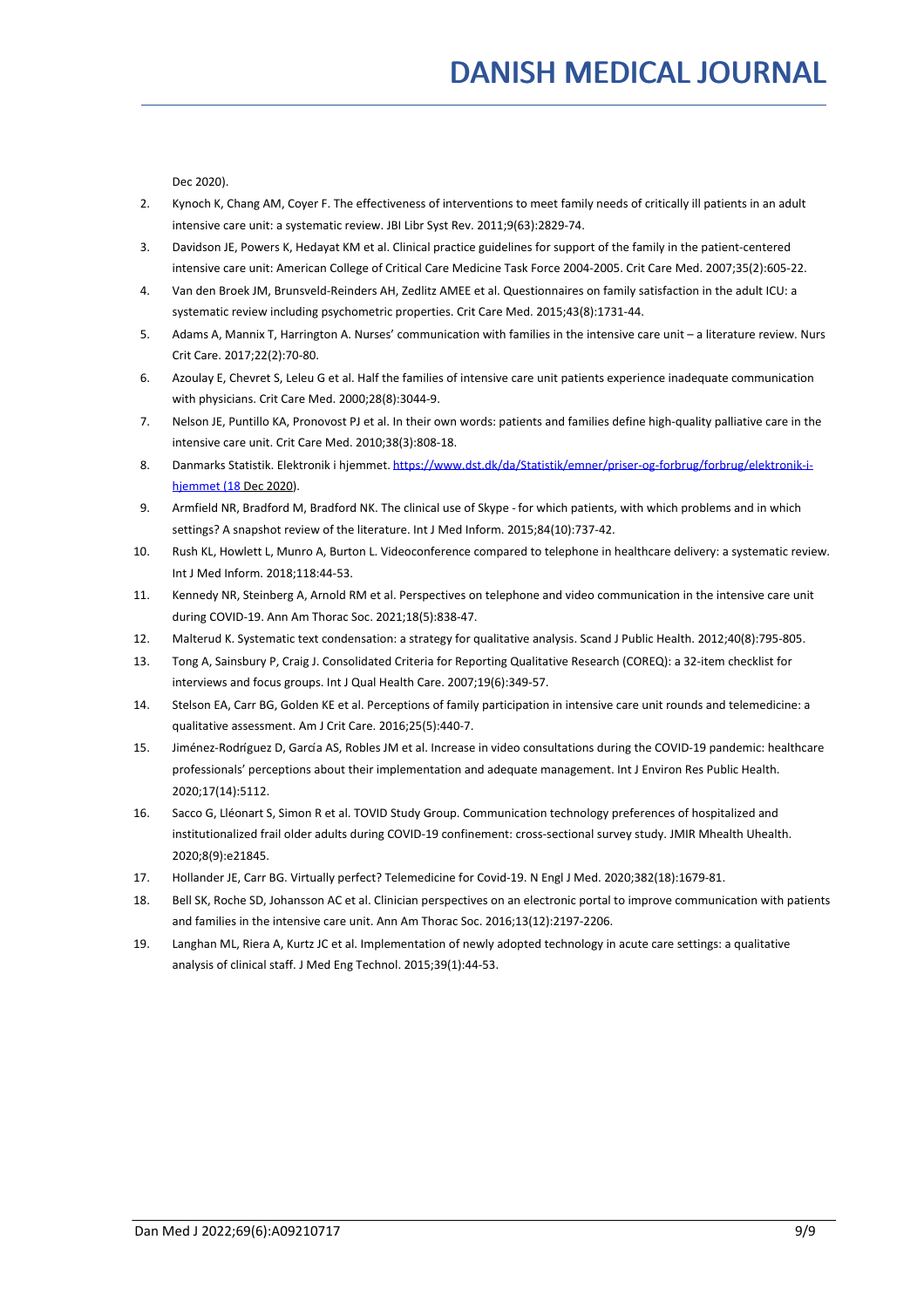Dec 2020).

2. Kynoch K, Chang AM, Coyer F. The effectiveness of interventions to meet family needs of critically ill patients in an adult intensive care unit: a systematic review. JBI Libr Syst Rev. 2011;9(63):2829-74.
3. Davidson JE, Powers K, Hedayat KM et al. Clinical practice guidelines for support of the family in the patient-centered intensive care unit: American College of Critical Care Medicine Task Force 2004-2005. Crit Care Med. 2007;35(2):605-22.
4. Van den Broek JM, Brunsveld-Reinders AH, Zedlitz AMEE et al. Questionnaires on family satisfaction in the adult ICU: a systematic review including psychometric properties. Crit Care Med. 2015;43(8):1731-44.
5. Adams A, Mannix T, Harrington A. Nurses' communication with families in the intensive care unit – a literature review. Nurs Crit Care. 2017;22(2):70-80.
6. Azoulay E, Chevret S, Leleu G et al. Half the families of intensive care unit patients experience inadequate communication with physicians. Crit Care Med. 2000;28(8):3044-9.
7. Nelson JE, Puntillo KA, Pronovost PJ et al. In their own words: patients and families define high-quality palliative care in the intensive care unit. Crit Care Med. 2010;38(3):808-18.
8. Danmarks Statistik. Elektronik i hjemmet. https://www.dst.dk/da/Statistik/emner/priser-og-forbrug/forbrug/elektronik-i-hjemmet (18 Dec 2020).
9. Armfield NR, Bradford M, Bradford NK. The clinical use of Skype - for which patients, with which problems and in which settings? A snapshot review of the literature. Int J Med Inform. 2015;84(10):737-42.
10. Rush KL, Howlett L, Munro A, Burton L. Videoconference compared to telephone in healthcare delivery: a systematic review. Int J Med Inform. 2018;118:44-53.
11. Kennedy NR, Steinberg A, Arnold RM et al. Perspectives on telephone and video communication in the intensive care unit during COVID-19. Ann Am Thorac Soc. 2021;18(5):838-47.
12. Malterud K. Systematic text condensation: a strategy for qualitative analysis. Scand J Public Health. 2012;40(8):795-805.
13. Tong A, Sainsbury P, Craig J. Consolidated Criteria for Reporting Qualitative Research (COREQ): a 32-item checklist for interviews and focus groups. Int J Qual Health Care. 2007;19(6):349-57.
14. Stelson EA, Carr BG, Golden KE et al. Perceptions of family participation in intensive care unit rounds and telemedicine: a qualitative assessment. Am J Crit Care. 2016;25(5):440-7.
15. Jiménez-Rodríguez D, García AS, Robles JM et al. Increase in video consultations during the COVID-19 pandemic: healthcare professionals' perceptions about their implementation and adequate management. Int J Environ Res Public Health. 2020;17(14):5112.
16. Sacco G, Léonart S, Simon R et al. TOVID Study Group. Communication technology preferences of hospitalized and institutionalized frail older adults during COVID-19 confinement: cross-sectional survey study. JMIR Mhealth Uhealth. 2020;8(9):e21845.
17. Hollander JE, Carr BG. Virtually perfect? Telemedicine for Covid-19. N Engl J Med. 2020;382(18):1679-81.
18. Bell SK, Roche SD, Johansson AC et al. Clinician perspectives on an electronic portal to improve communication with patients and families in the intensive care unit. Ann Am Thorac Soc. 2016;13(12):2197-2206.
19. Langhan ML, Riera A, Kurtz JC et al. Implementation of newly adopted technology in acute care settings: a qualitative analysis of clinical staff. J Med Eng Technol. 2015;39(1):44-53.